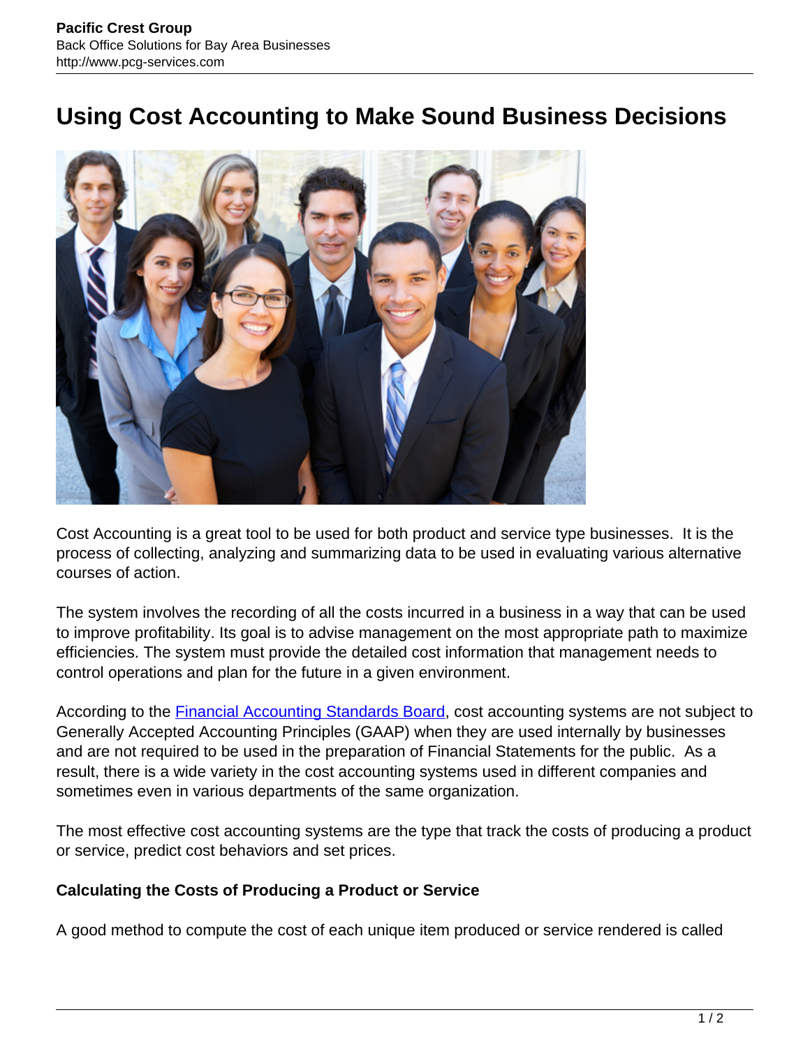# Using Cost Accounting to Make Sound Business Decisions

Cost Accounting is a great tool to be used for both product and service type businesses. It is the process of collecting, analyzing and summarizing data to be used in evaluating various alternative courses of action.

The system involves the recording of all the costs incurred in a business in a way that can be used to improve profitability. Its goal is to advise management on the most appropriate path to maximize efficiencies. The system must provide the detailed cost information that management needs to control operations and plan for the future in a given environment.

According to the [Financial Accounting Standards Board](), cost accounting systems are not subject to Generally Accepted Accounting Principles (GAAP) when they are used internally by businesses and are not required to be used in the preparation of Financial Statements for the public. As a result, there is a wide variety in the cost accounting systems used in different companies and sometimes even in various departments of the same organization.

The most effective cost accounting systems are the type that track the costs of producing a product or service, predict cost behaviors and set prices.

**Calculating the Costs of Producing a Product or Service**

A good method to compute the cost of each unique item produced or service rendered is called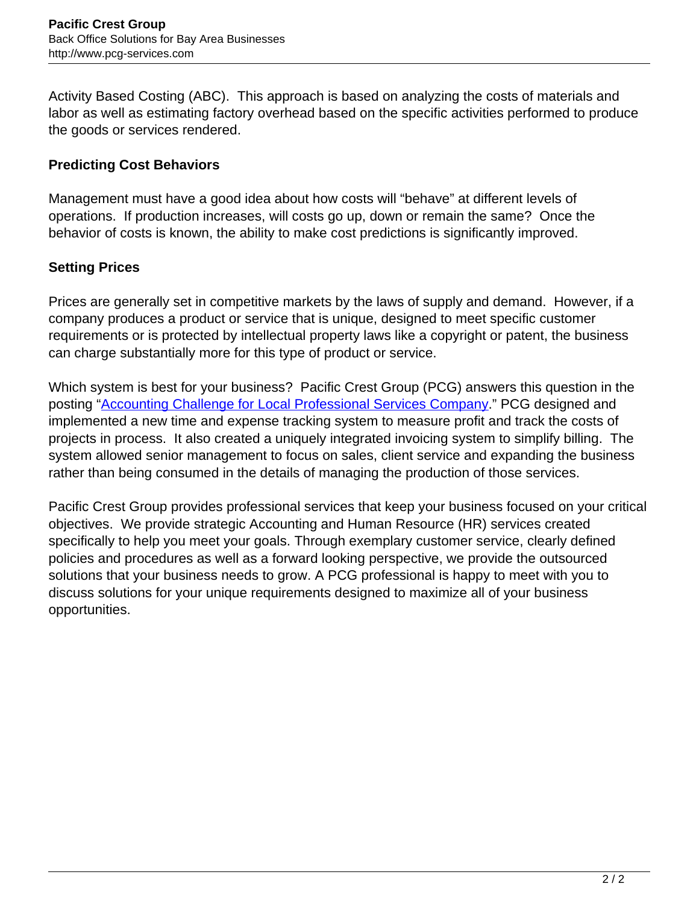Activity Based Costing (ABC). This approach is based on analyzing the costs of materials and labor as well as estimating factory overhead based on the specific activities performed to produce the goods or services rendered.

### Predicting Cost Behaviors

Management must have a good idea about how costs will "behave" at different levels of operations. If production increases, will costs go up, down or remain the same? Once the behavior of costs is known, the ability to make cost predictions is significantly improved.

### Setting Prices

Prices are generally set in competitive markets by the laws of supply and demand. However, if a company produces a product or service that is unique, designed to meet specific customer requirements or is protected by intellectual property laws like a copyright or patent, the business can charge substantially more for this type of product or service.

Which system is best for your business? Pacific Crest Group (PCG) answers this question in the posting "Accounting Challenge for Local Professional Services Company." PCG designed and implemented a new time and expense tracking system to measure profit and track the costs of projects in process. It also created a uniquely integrated invoicing system to simplify billing. The system allowed senior management to focus on sales, client service and expanding the business rather than being consumed in the details of managing the production of those services.

Pacific Crest Group provides professional services that keep your business focused on your critical objectives. We provide strategic Accounting and Human Resource (HR) services created specifically to help you meet your goals. Through exemplary customer service, clearly defined policies and procedures as well as a forward looking perspective, we provide the outsourced solutions that your business needs to grow. A PCG professional is happy to meet with you to discuss solutions for your unique requirements designed to maximize all of your business opportunities.